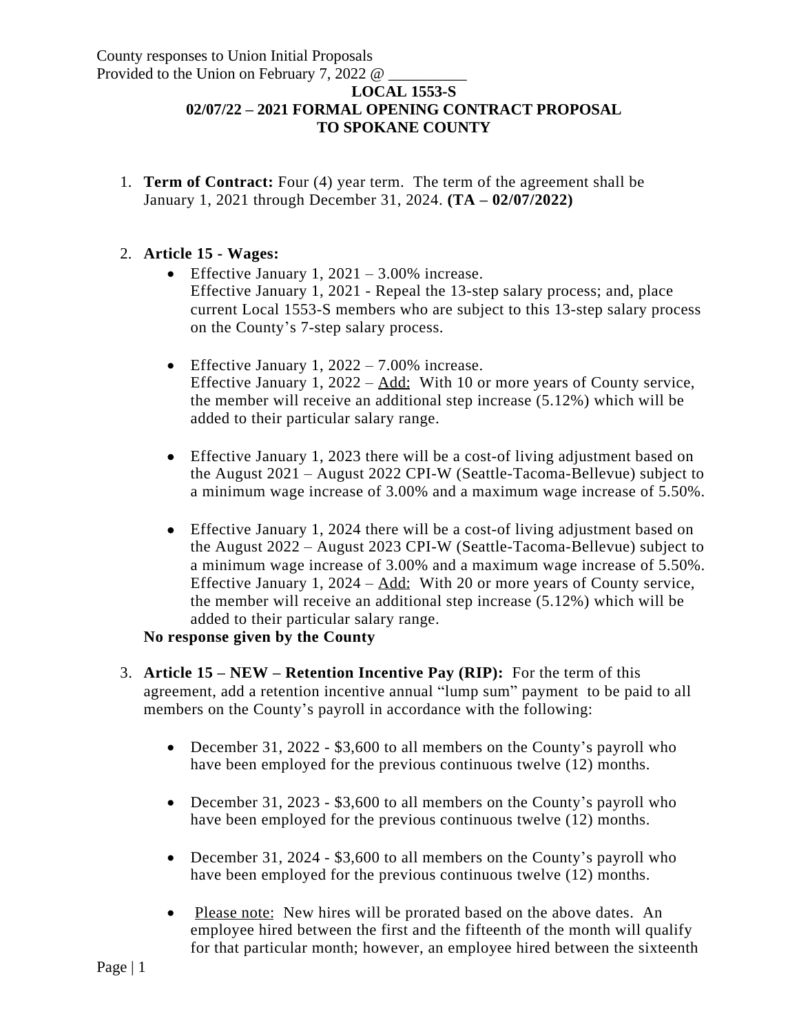County responses to Union Initial Proposals
Provided to the Union on February 7, 2022 @ __________

**LOCAL 1553-S**
**02/07/22 – 2021 FORMAL OPENING CONTRACT PROPOSAL**
**TO SPOKANE COUNTY**

1. **Term of Contract:** Four (4) year term. The term of the agreement shall be January 1, 2021 through December 31, 2024. **(TA – 02/07/2022)**

2. **Article 15 - Wages:**
   - Effective January 1, 2021 – 3.00% increase.
     Effective January 1, 2021 - Repeal the 13-step salary process; and, place current Local 1553-S members who are subject to this 13-step salary process on the County's 7-step salary process.
   - Effective January 1, 2022 – 7.00% increase.
     Effective January 1, 2022 – <u>Add:</u> With 10 or more years of County service, the member will receive an additional step increase (5.12%) which will be added to their particular salary range.
   - Effective January 1, 2023 there will be a cost-of living adjustment based on the August 2021 – August 2022 CPI-W (Seattle-Tacoma-Bellevue) subject to a minimum wage increase of 3.00% and a maximum wage increase of 5.50%.
   - Effective January 1, 2024 there will be a cost-of living adjustment based on the August 2022 – August 2023 CPI-W (Seattle-Tacoma-Bellevue) subject to a minimum wage increase of 3.00% and a maximum wage increase of 5.50%.
     Effective January 1, 2024 – <u>Add:</u> With 20 or more years of County service, the member will receive an additional step increase (5.12%) which will be added to their particular salary range.

   **No response given by the County**

3. **Article 15 – NEW – Retention Incentive Pay (RIP):** For the term of this agreement, add a retention incentive annual "lump sum" payment to be paid to all members on the County's payroll in accordance with the following:
   - December 31, 2022 - $3,600 to all members on the County's payroll who have been employed for the previous continuous twelve (12) months.
   - December 31, 2023 - $3,600 to all members on the County's payroll who have been employed for the previous continuous twelve (12) months.
   - December 31, 2024 - $3,600 to all members on the County's payroll who have been employed for the previous continuous twelve (12) months.
   - <u>Please note:</u> New hires will be prorated based on the above dates. An employee hired between the first and the fifteenth of the month will qualify for that particular month; however, an employee hired between the sixteenth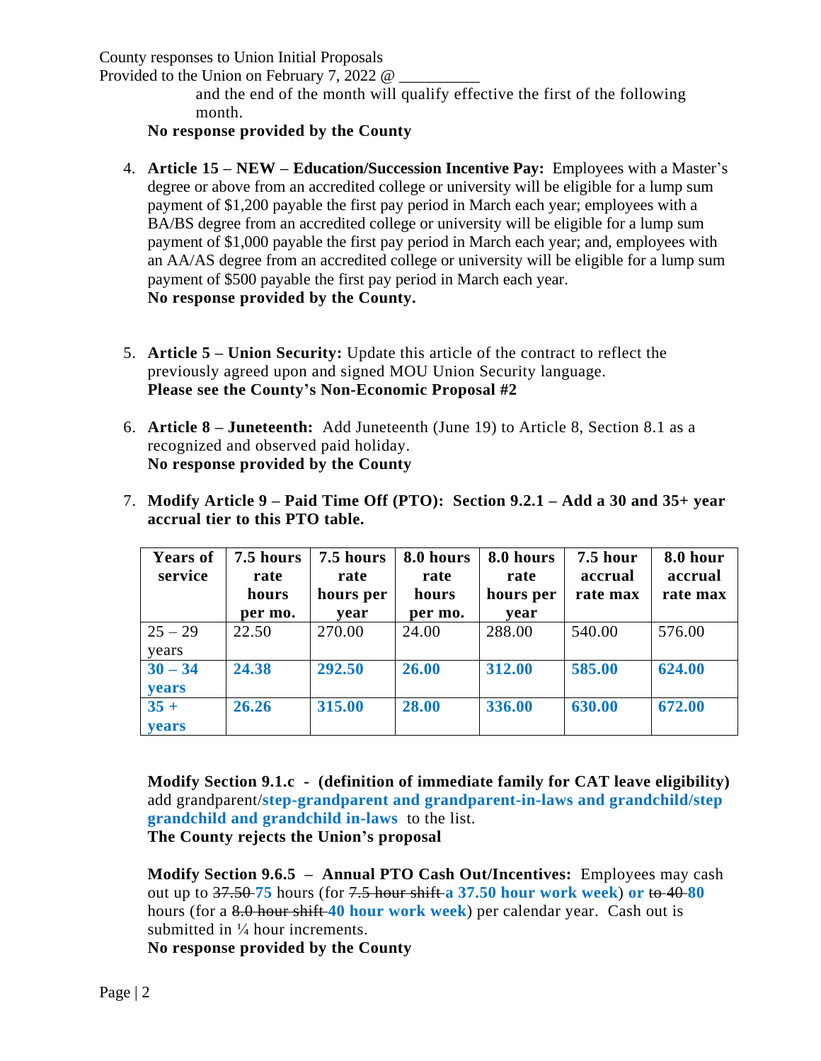and the end of the month will qualify effective the first of the following month.

**No response provided by the County**

4. **Article 15 – NEW – Education/Succession Incentive Pay:** Employees with a Master's degree or above from an accredited college or university will be eligible for a lump sum payment of $1,200 payable the first pay period in March each year; employees with a BA/BS degree from an accredited college or university will be eligible for a lump sum payment of $1,000 payable the first pay period in March each year; and, employees with an AA/AS degree from an accredited college or university will be eligible for a lump sum payment of $500 payable the first pay period in March each year.
   **No response provided by the County.**

5. **Article 5 – Union Security:** Update this article of the contract to reflect the previously agreed upon and signed MOU Union Security language.
   **Please see the County's Non-Economic Proposal #2**

6. **Article 8 – Juneteenth:** Add Juneteenth (June 19) to Article 8, Section 8.1 as a recognized and observed paid holiday.
   **No response provided by the County**

7. **Modify Article 9 – Paid Time Off (PTO): Section 9.2.1 – Add a 30 and 35+ year accrual tier to this PTO table.**

| Years of service | 7.5 hours rate hours per mo. | 7.5 hours rate hours per year | 8.0 hours rate hours per mo. | 8.0 hours rate hours per year | 7.5 hour accrual rate max | 8.0 hour accrual rate max |
|---|---|---|---|---|---|---|
| 25 – 29 years | 22.50 | 270.00 | 24.00 | 288.00 | 540.00 | 576.00 |
| **30 – 34 years** | **24.38** | **292.50** | **26.00** | **312.00** | **585.00** | **624.00** |
| **35 + years** | **26.26** | **315.00** | **28.00** | **336.00** | **630.00** | **672.00** |

**Modify Section 9.1.c - (definition of immediate family for CAT leave eligibility)** add grandparent/**step-grandparent and grandparent-in-laws and grandchild/step grandchild and grandchild in-laws** to the list.
**The County rejects the Union's proposal**

**Modify Section 9.6.5 – Annual PTO Cash Out/Incentives:** Employees may cash out up to ~~37.50~~ **75** hours (for ~~7.5 hour shift~~ **a 37.50 hour work week**) **or** ~~to 40~~ **80** hours (for a ~~8.0 hour shift~~ **40 hour work week**) per calendar year. Cash out is submitted in ¼ hour increments.
**No response provided by the County**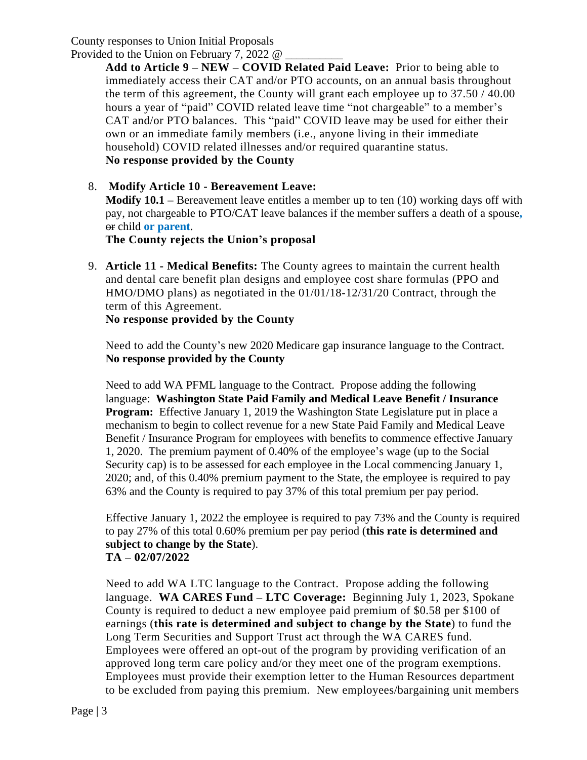County responses to Union Initial Proposals
Provided to the Union on February 7, 2022 @ __________

**Add to Article 9 – NEW – COVID Related Paid Leave:** Prior to being able to immediately access their CAT and/or PTO accounts, on an annual basis throughout the term of this agreement, the County will grant each employee up to 37.50 / 40.00 hours a year of "paid" COVID related leave time "not chargeable" to a member's CAT and/or PTO balances. This "paid" COVID leave may be used for either their own or an immediate family members (i.e., anyone living in their immediate household) COVID related illnesses and/or required quarantine status.
**No response provided by the County**

8. **Modify Article 10 - Bereavement Leave:**
   **Modify 10.1 –** Bereavement leave entitles a member up to ten (10) working days off with pay, not chargeable to PTO/CAT leave balances if the member suffers a death of a spouse**,** ~~or~~ child **or parent**.
   **The County rejects the Union's proposal**

9. **Article 11 - Medical Benefits:** The County agrees to maintain the current health and dental care benefit plan designs and employee cost share formulas (PPO and HMO/DMO plans) as negotiated in the 01/01/18-12/31/20 Contract, through the term of this Agreement.
   **No response provided by the County**

   Need to add the County's new 2020 Medicare gap insurance language to the Contract.
   **No response provided by the County**

   Need to add WA PFML language to the Contract. Propose adding the following language: **Washington State Paid Family and Medical Leave Benefit / Insurance Program:** Effective January 1, 2019 the Washington State Legislature put in place a mechanism to begin to collect revenue for a new State Paid Family and Medical Leave Benefit / Insurance Program for employees with benefits to commence effective January 1, 2020. The premium payment of 0.40% of the employee's wage (up to the Social Security cap) is to be assessed for each employee in the Local commencing January 1, 2020; and, of this 0.40% premium payment to the State, the employee is required to pay 63% and the County is required to pay 37% of this total premium per pay period.

   Effective January 1, 2022 the employee is required to pay 73% and the County is required to pay 27% of this total 0.60% premium per pay period (**this rate is determined and subject to change by the State**).
   **TA – 02/07/2022**

   Need to add WA LTC language to the Contract. Propose adding the following language. **WA CARES Fund – LTC Coverage:** Beginning July 1, 2023, Spokane County is required to deduct a new employee paid premium of $0.58 per $100 of earnings (**this rate is determined and subject to change by the State**) to fund the Long Term Securities and Support Trust act through the WA CARES fund. Employees were offered an opt-out of the program by providing verification of an approved long term care policy and/or they meet one of the program exemptions. Employees must provide their exemption letter to the Human Resources department to be excluded from paying this premium. New employees/bargaining unit members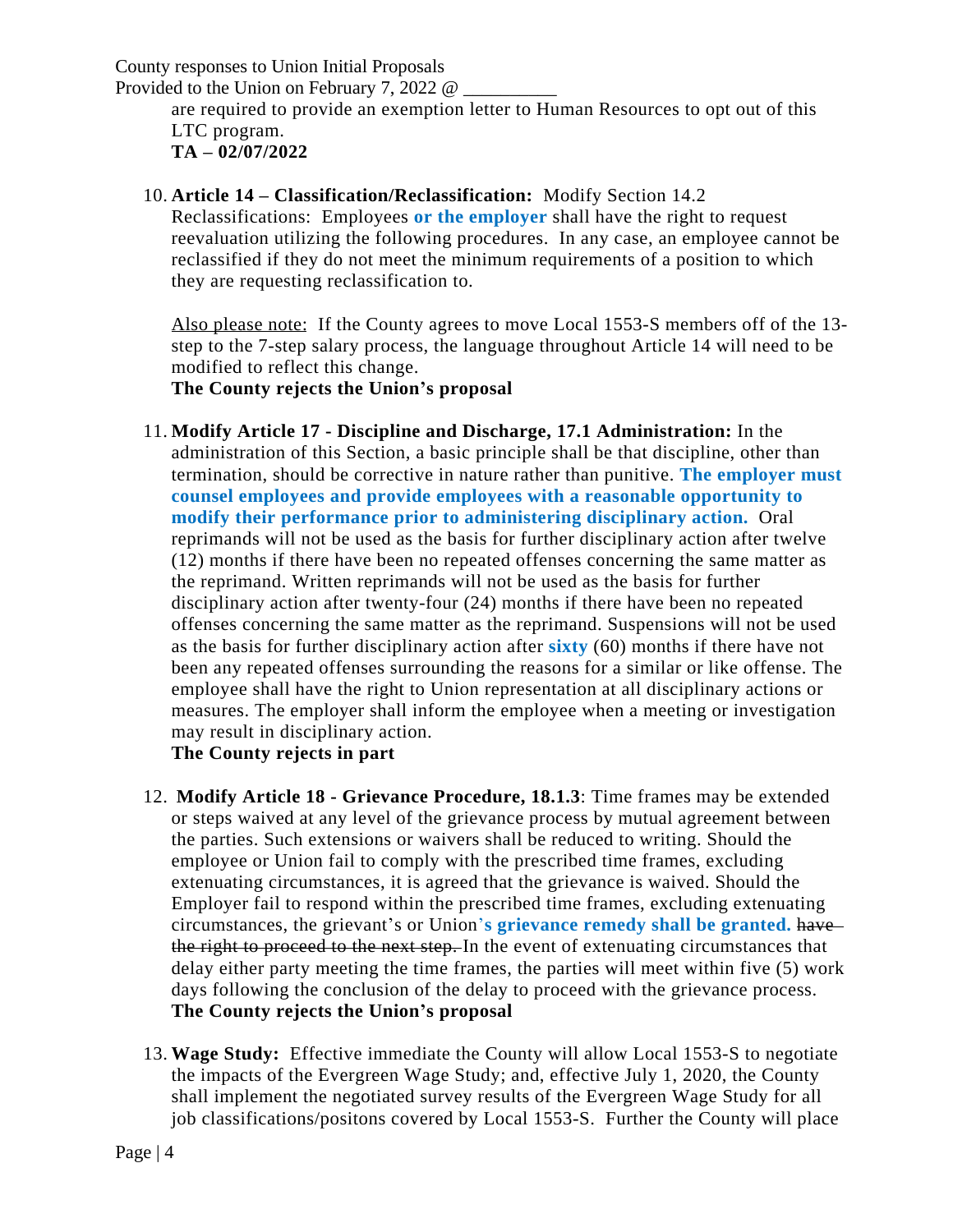are required to provide an exemption letter to Human Resources to opt out of this LTC program.
**TA – 02/07/2022**

10. **Article 14 – Classification/Reclassification:** Modify Section 14.2 Reclassifications: Employees **or the employer** shall have the right to request reevaluation utilizing the following procedures. In any case, an employee cannot be reclassified if they do not meet the minimum requirements of a position to which they are requesting reclassification to.

    Also please note: If the County agrees to move Local 1553-S members off of the 13-step to the 7-step salary process, the language throughout Article 14 will need to be modified to reflect this change.
    **The County rejects the Union's proposal**

11. **Modify Article 17 - Discipline and Discharge, 17.1 Administration:** In the administration of this Section, a basic principle shall be that discipline, other than termination, should be corrective in nature rather than punitive. **The employer must counsel employees and provide employees with a reasonable opportunity to modify their performance prior to administering disciplinary action.** Oral reprimands will not be used as the basis for further disciplinary action after twelve (12) months if there have been no repeated offenses concerning the same matter as the reprimand. Written reprimands will not be used as the basis for further disciplinary action after twenty-four (24) months if there have been no repeated offenses concerning the same matter as the reprimand. Suspensions will not be used as the basis for further disciplinary action after **sixty** (60) months if there have not been any repeated offenses surrounding the reasons for a similar or like offense. The employee shall have the right to Union representation at all disciplinary actions or measures. The employer shall inform the employee when a meeting or investigation may result in disciplinary action.
    **The County rejects in part**

12. **Modify Article 18 - Grievance Procedure, 18.1.3**: Time frames may be extended or steps waived at any level of the grievance process by mutual agreement between the parties. Such extensions or waivers shall be reduced to writing. Should the employee or Union fail to comply with the prescribed time frames, excluding extenuating circumstances, it is agreed that the grievance is waived. Should the Employer fail to respond within the prescribed time frames, excluding extenuating circumstances, the grievant's or Union**'s grievance remedy shall be granted.** ~~have the right to proceed to the next step.~~ In the event of extenuating circumstances that delay either party meeting the time frames, the parties will meet within five (5) work days following the conclusion of the delay to proceed with the grievance process.
    **The County rejects the Union's proposal**

13. **Wage Study:** Effective immediate the County will allow Local 1553-S to negotiate the impacts of the Evergreen Wage Study; and, effective July 1, 2020, the County shall implement the negotiated survey results of the Evergreen Wage Study for all job classifications/positons covered by Local 1553-S. Further the County will place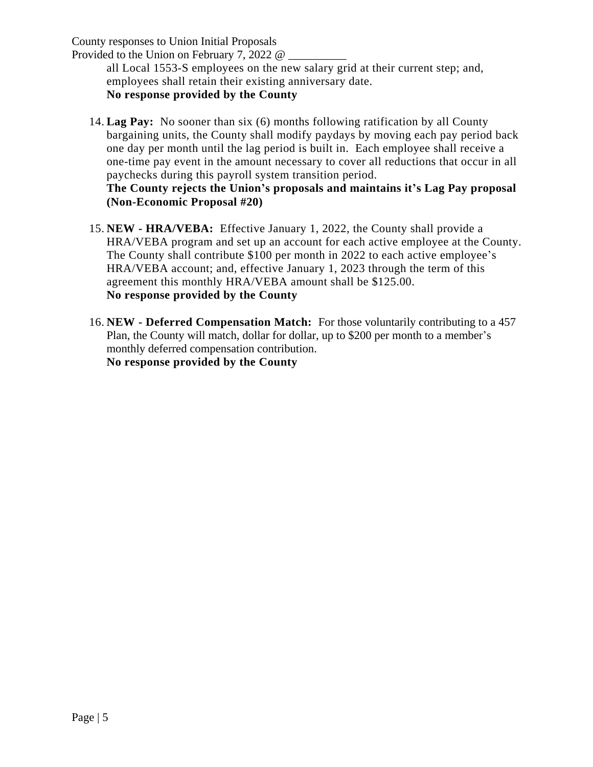all Local 1553-S employees on the new salary grid at their current step; and, employees shall retain their existing anniversary date.
**No response provided by the County**

14. **Lag Pay:** No sooner than six (6) months following ratification by all County bargaining units, the County shall modify paydays by moving each pay period back one day per month until the lag period is built in. Each employee shall receive a one-time pay event in the amount necessary to cover all reductions that occur in all paychecks during this payroll system transition period.
**The County rejects the Union's proposals and maintains it's Lag Pay proposal (Non-Economic Proposal #20)**

15. **NEW - HRA/VEBA:** Effective January 1, 2022, the County shall provide a HRA/VEBA program and set up an account for each active employee at the County. The County shall contribute $100 per month in 2022 to each active employee's HRA/VEBA account; and, effective January 1, 2023 through the term of this agreement this monthly HRA/VEBA amount shall be $125.00.
**No response provided by the County**

16. **NEW - Deferred Compensation Match:** For those voluntarily contributing to a 457 Plan, the County will match, dollar for dollar, up to $200 per month to a member's monthly deferred compensation contribution.
**No response provided by the County**